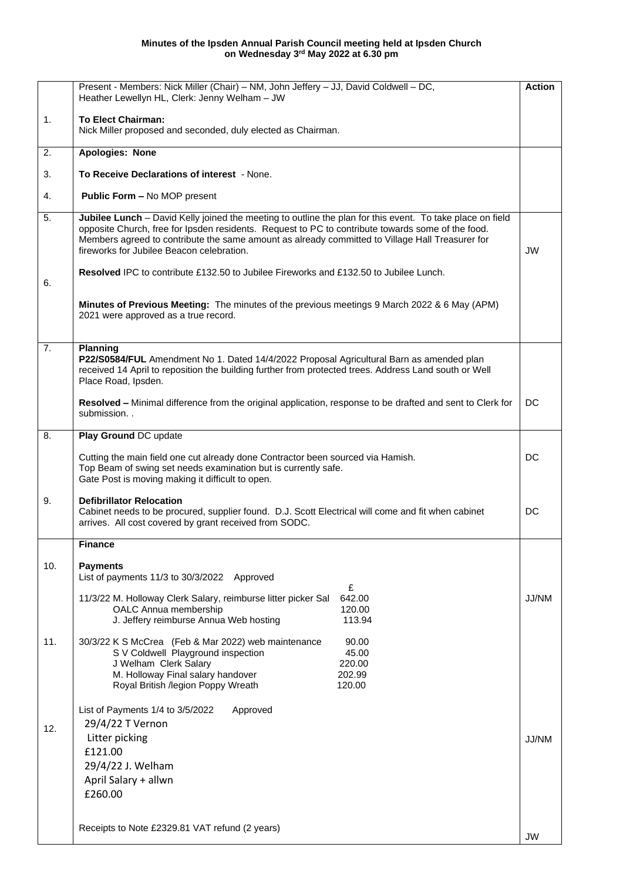**Minutes of the Ipsden Annual Parish Council meeting held at Ipsden Church on Wednesday 3rd May 2022 at 6.30 pm**

| | | Action |
|---|---|---|
| | Present - Members: Nick Miller (Chair) – NM, John Jeffery – JJ, David Coldwell – DC, Heather Lewellyn HL, Clerk: Jenny Welham – JW | |
| 1. | **To Elect Chairman:** Nick Miller proposed and seconded, duly elected as Chairman. | |
| 2. | **Apologies: None** | |
| 3. | **To Receive Declarations of interest** - None. | |
| 4. | **Public Form –** No MOP present | |
| 5. | **Jubilee Lunch** – David Kelly joined the meeting to outline the plan for this event. To take place on field opposite Church, free for Ipsden residents. Request to PC to contribute towards some of the food. Members agreed to contribute the same amount as already committed to Village Hall Treasurer for fireworks for Jubilee Beacon celebration.<br><br>**Resolved** IPC to contribute £132.50 to Jubilee Fireworks and £132.50 to Jubilee Lunch. | JW |
| 6. | **Minutes of Previous Meeting:** The minutes of the previous meetings 9 March 2022 & 6 May (APM) 2021 were approved as a true record. | |
| 7. | **Planning**<br>**P22/S0584/FUL** Amendment No 1. Dated 14/4/2022 Proposal Agricultural Barn as amended plan received 14 April to reposition the building further from protected trees. Address Land south or Well Place Road, Ipsden.<br><br>**Resolved –** Minimal difference from the original application, response to be drafted and sent to Clerk for submission. . | DC |
| 8. | **Play Ground** DC update<br><br>Cutting the main field one cut already done Contractor been sourced via Hamish.<br>Top Beam of swing set needs examination but is currently safe.<br>Gate Post is moving making it difficult to open. | DC |
| 9. | **Defibrillator Relocation**<br>Cabinet needs to be procured, supplier found. D.J. Scott Electrical will come and fit when cabinet arrives. All cost covered by grant received from SODC. | DC |
| | **Finance** | |
| 10. | **Payments**<br>List of payments 11/3 to 30/3/2022 Approved<br>£<br>11/3/22 M. Holloway Clerk Salary, reimburse litter picker Sal 642.00<br>OALC Annua membership 120.00<br>J. Jeffery reimburse Annua Web hosting 113.94 | JJ/NM |
| 11. | 30/3/22 K S McCrea (Feb & Mar 2022) web maintenance 90.00<br>S V Coldwell Playground inspection 45.00<br>J Welham Clerk Salary 220.00<br>M. Holloway Final salary handover 202.99<br>Royal British /legion Poppy Wreath 120.00 | |
| 12. | List of Payments 1/4 to 3/5/2022 Approved<br>29/4/22 T Vernon<br>Litter picking<br>£121.00<br>29/4/22 J. Welham<br>April Salary + allwn<br>£260.00 | JJ/NM |
| | Receipts to Note £2329.81 VAT refund (2 years) | JW |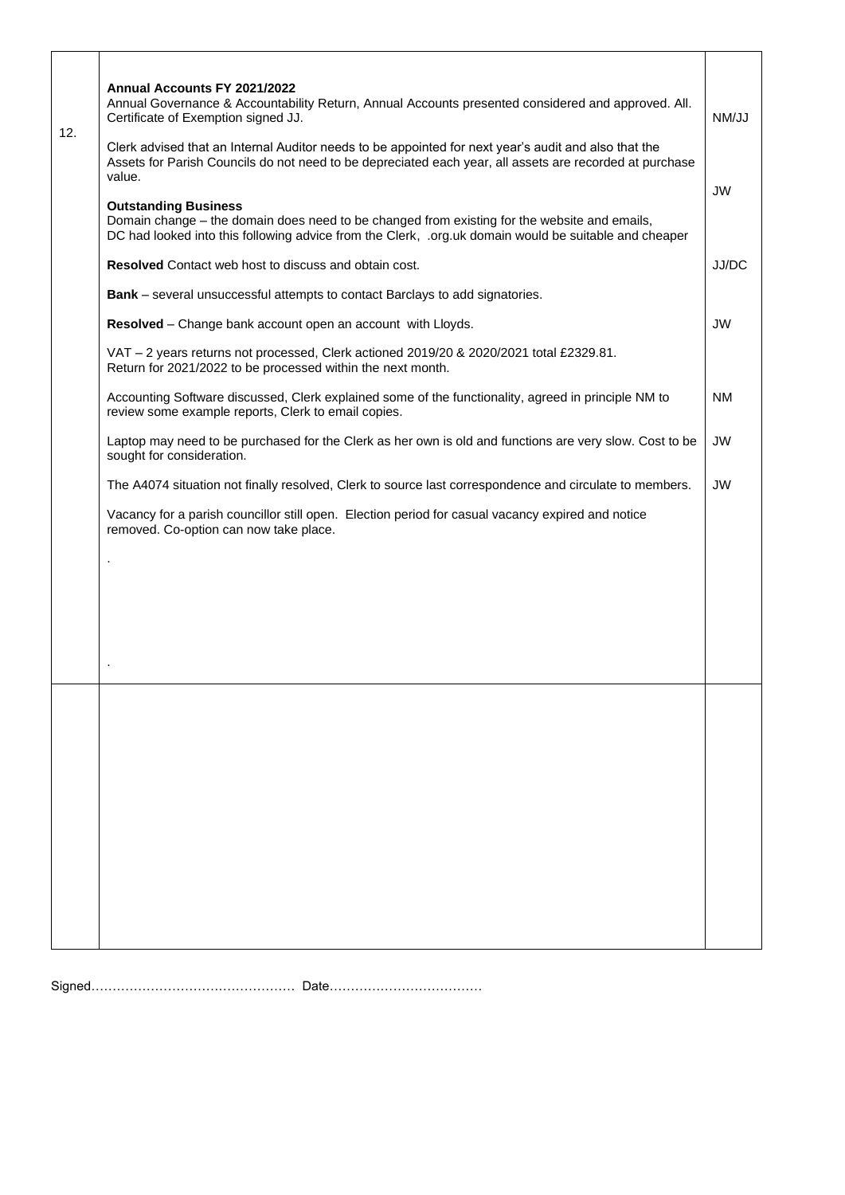| | | |
|---|---|---|
| 12. | **Annual Accounts FY 2021/2022**<br>Annual Governance & Accountability Return, Annual Accounts presented considered and approved. All. Certificate of Exemption signed JJ. | NM/JJ |
| | Clerk advised that an Internal Auditor needs to be appointed for next year's audit and also that the Assets for Parish Councils do not need to be depreciated each year, all assets are recorded at purchase value. | JW |
| | **Outstanding Business**<br>Domain change – the domain does need to be changed from existing for the website and emails, DC had looked into this following advice from the Clerk, .org.uk domain would be suitable and cheaper | |
| | **Resolved** Contact web host to discuss and obtain cost. | JJ/DC |
| | **Bank** – several unsuccessful attempts to contact Barclays to add signatories. | |
| | **Resolved** – Change bank account open an account with Lloyds. | JW |
| | VAT – 2 years returns not processed, Clerk actioned 2019/20 & 2020/2021 total £2329.81. Return for 2021/2022 to be processed within the next month. | |
| | Accounting Software discussed, Clerk explained some of the functionality, agreed in principle NM to review some example reports, Clerk to email copies. | NM |
| | Laptop may need to be purchased for the Clerk as her own is old and functions are very slow. Cost to be sought for consideration. | JW |
| | The A4074 situation not finally resolved, Clerk to source last correspondence and circulate to members. | JW |
| | Vacancy for a parish councillor still open. Election period for casual vacancy expired and notice removed. Co-option can now take place. | |
| | . | |
| | . | |
| | | |

Signed………………………………………… Date………………………………